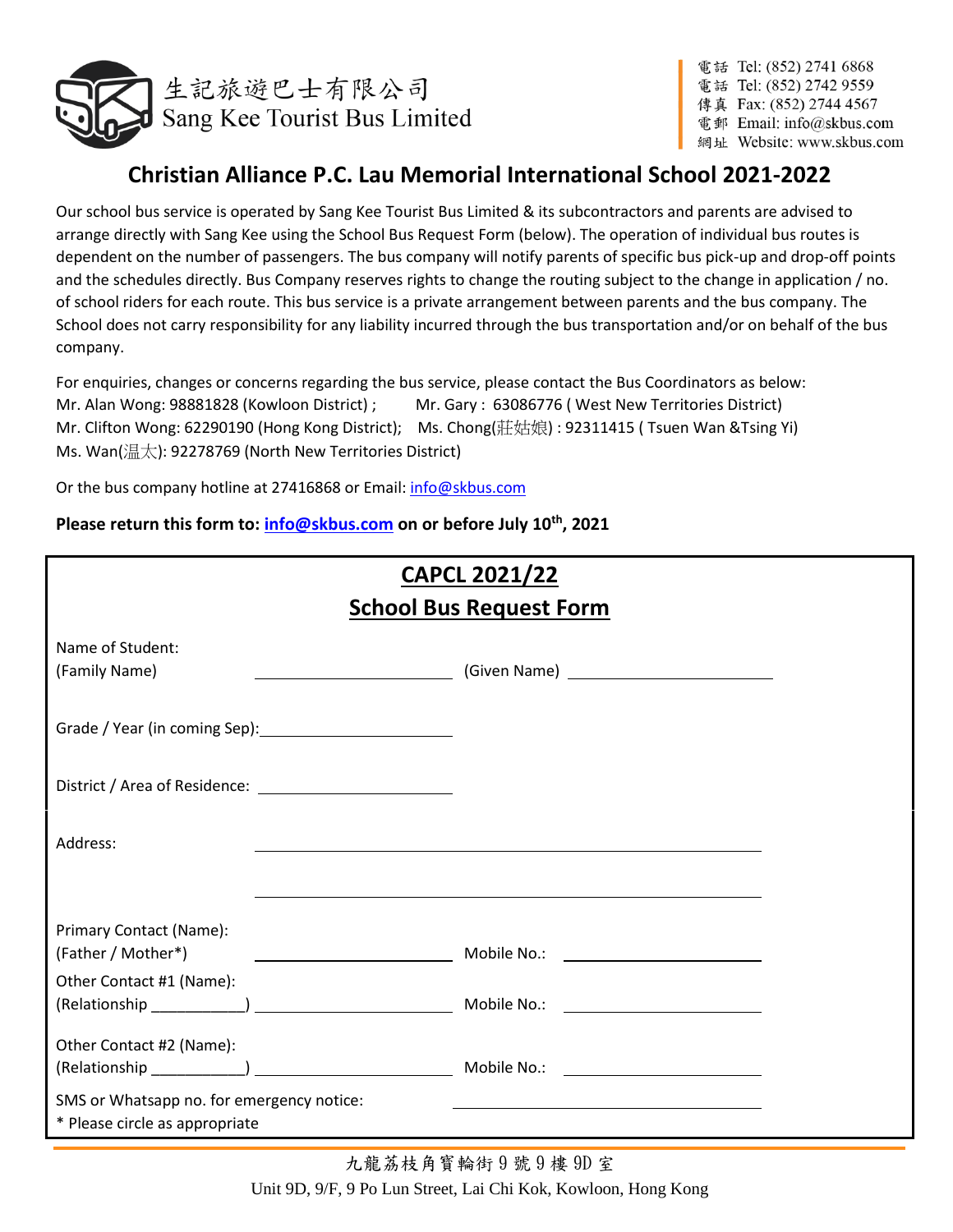生記旅遊巴士有限公司
Sang Kee Tourist Bus Limited

電話 Tel: (852) 2741 6868
電話 Tel: (852) 2742 9559
傳真 Fax: (852) 2744 4567
電郵 Email: info@skbus.com
網址 Website: www.skbus.com

## Christian Alliance P.C. Lau Memorial International School 2021-2022

Our school bus service is operated by Sang Kee Tourist Bus Limited & its subcontractors and parents are advised to arrange directly with Sang Kee using the School Bus Request Form (below). The operation of individual bus routes is dependent on the number of passengers. The bus company will notify parents of specific bus pick-up and drop-off points and the schedules directly. Bus Company reserves rights to change the routing subject to the change in application / no. of school riders for each route. This bus service is a private arrangement between parents and the bus company. The School does not carry responsibility for any liability incurred through the bus transportation and/or on behalf of the bus company.

For enquiries, changes or concerns regarding the bus service, please contact the Bus Coordinators as below:
Mr. Alan Wong: 98881828 (Kowloon District) ; Mr. Gary : 63086776 ( West New Territories District)
Mr. Clifton Wong: 62290190 (Hong Kong District); Ms. Chong(莊姑娘) : 92311415 ( Tsuen Wan &Tsing Yi)
Ms. Wan(温太): 92278769 (North New Territories District)

Or the bus company hotline at 27416868 or Email: info@skbus.com

**Please return this form to: info@skbus.com on or before July 10th, 2021**

## CAPCL 2021/22
## School Bus Request Form

Name of Student:
(Family Name) ______________________ (Given Name) ______________________

Grade / Year (in coming Sep): ______________________

District / Area of Residence: ______________________

Address: ______________________________________________

______________________________________________

Primary Contact (Name):
(Father / Mother*) ______________________ Mobile No.: ______________________

Other Contact #1 (Name):
(Relationship ___________) ______________________ Mobile No.: ______________________

Other Contact #2 (Name):
(Relationship ___________) ______________________ Mobile No.: ______________________

SMS or Whatsapp no. for emergency notice: ______________________

* Please circle as appropriate

九龍荔枝角寶輪街 9 號 9 樓 9D 室
Unit 9D, 9/F, 9 Po Lun Street, Lai Chi Kok, Kowloon, Hong Kong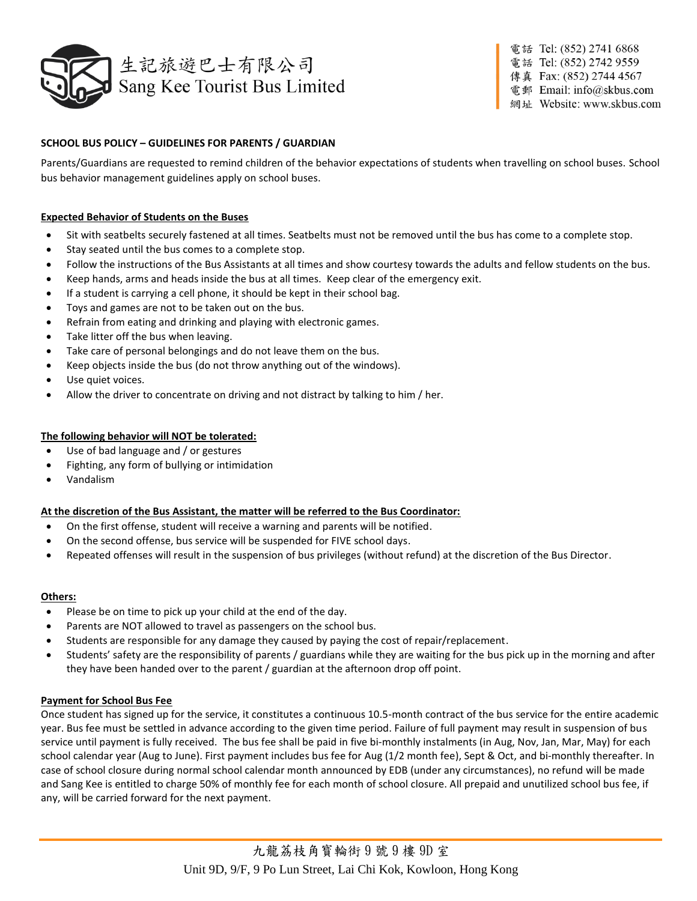生記旅遊巴士有限公司
Sang Kee Tourist Bus Limited

電話 Tel: (852) 2741 6868
電話 Tel: (852) 2742 9559
傳真 Fax: (852) 2744 4567
電郵 Email: info@skbus.com
網址 Website: www.skbus.com

**SCHOOL BUS POLICY – GUIDELINES FOR PARENTS / GUARDIAN**

Parents/Guardians are requested to remind children of the behavior expectations of students when travelling on school buses. School bus behavior management guidelines apply on school buses.

**Expected Behavior of Students on the Buses**

- Sit with seatbelts securely fastened at all times. Seatbelts must not be removed until the bus has come to a complete stop.
- Stay seated until the bus comes to a complete stop.
- Follow the instructions of the Bus Assistants at all times and show courtesy towards the adults and fellow students on the bus.
- Keep hands, arms and heads inside the bus at all times. Keep clear of the emergency exit.
- If a student is carrying a cell phone, it should be kept in their school bag.
- Toys and games are not to be taken out on the bus.
- Refrain from eating and drinking and playing with electronic games.
- Take litter off the bus when leaving.
- Take care of personal belongings and do not leave them on the bus.
- Keep objects inside the bus (do not throw anything out of the windows).
- Use quiet voices.
- Allow the driver to concentrate on driving and not distract by talking to him / her.

**The following behavior will NOT be tolerated:**

- Use of bad language and / or gestures
- Fighting, any form of bullying or intimidation
- Vandalism

**At the discretion of the Bus Assistant, the matter will be referred to the Bus Coordinator:**

- On the first offense, student will receive a warning and parents will be notified.
- On the second offense, bus service will be suspended for FIVE school days.
- Repeated offenses will result in the suspension of bus privileges (without refund) at the discretion of the Bus Director.

**Others:**

- Please be on time to pick up your child at the end of the day.
- Parents are NOT allowed to travel as passengers on the school bus.
- Students are responsible for any damage they caused by paying the cost of repair/replacement.
- Students' safety are the responsibility of parents / guardians while they are waiting for the bus pick up in the morning and after they have been handed over to the parent / guardian at the afternoon drop off point.

**Payment for School Bus Fee**

Once student has signed up for the service, it constitutes a continuous 10.5-month contract of the bus service for the entire academic year. Bus fee must be settled in advance according to the given time period. Failure of full payment may result in suspension of bus service until payment is fully received. The bus fee shall be paid in five bi-monthly instalments (in Aug, Nov, Jan, Mar, May) for each school calendar year (Aug to June). First payment includes bus fee for Aug (1/2 month fee), Sept & Oct, and bi-monthly thereafter. In case of school closure during normal school calendar month announced by EDB (under any circumstances), no refund will be made and Sang Kee is entitled to charge 50% of monthly fee for each month of school closure. All prepaid and unutilized school bus fee, if any, will be carried forward for the next payment.

九龍荔枝角寶輪街 9 號 9 樓 9D 室
Unit 9D, 9/F, 9 Po Lun Street, Lai Chi Kok, Kowloon, Hong Kong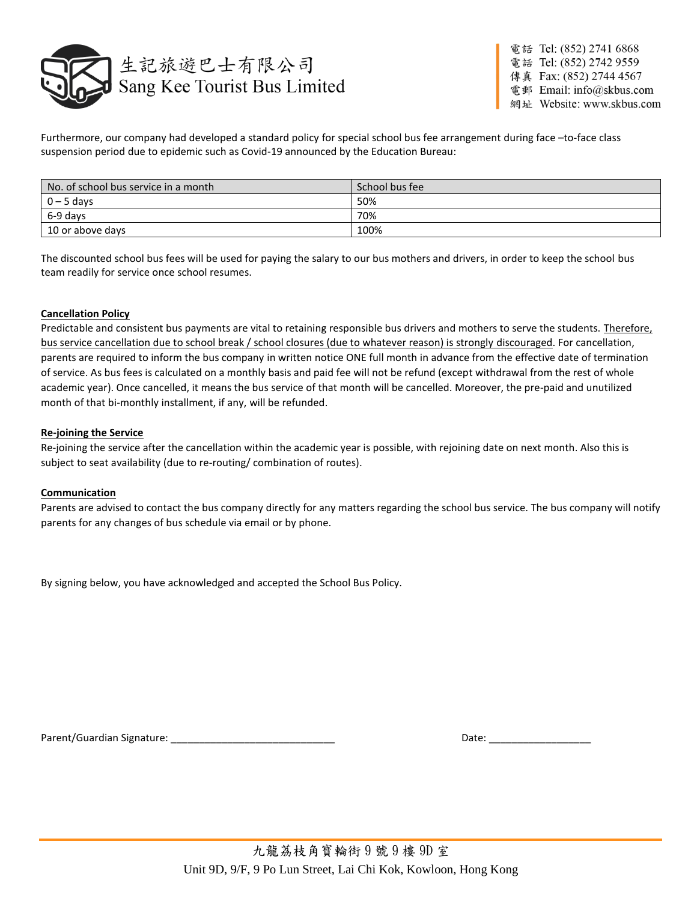Furthermore, our company had developed a standard policy for special school bus fee arrangement during face –to-face class suspension period due to epidemic such as Covid-19 announced by the Education Bureau:

| No. of school bus service in a month | School bus fee |
| --- | --- |
| 0 – 5 days | 50% |
| 6-9 days | 70% |
| 10 or above days | 100% |

The discounted school bus fees will be used for paying the salary to our bus mothers and drivers, in order to keep the school bus team readily for service once school resumes.

**Cancellation Policy**

Predictable and consistent bus payments are vital to retaining responsible bus drivers and mothers to serve the students. Therefore, bus service cancellation due to school break / school closures (due to whatever reason) is strongly discouraged. For cancellation, parents are required to inform the bus company in written notice ONE full month in advance from the effective date of termination of service. As bus fees is calculated on a monthly basis and paid fee will not be refund (except withdrawal from the rest of whole academic year). Once cancelled, it means the bus service of that month will be cancelled. Moreover, the pre-paid and unutilized month of that bi-monthly installment, if any, will be refunded.

**Re-joining the Service**

Re-joining the service after the cancellation within the academic year is possible, with rejoining date on next month. Also this is subject to seat availability (due to re-routing/ combination of routes).

**Communication**

Parents are advised to contact the bus company directly for any matters regarding the school bus service. The bus company will notify parents for any changes of bus schedule via email or by phone.

By signing below, you have acknowledged and accepted the School Bus Policy.

Parent/Guardian Signature: ____________________________ Date: __________________